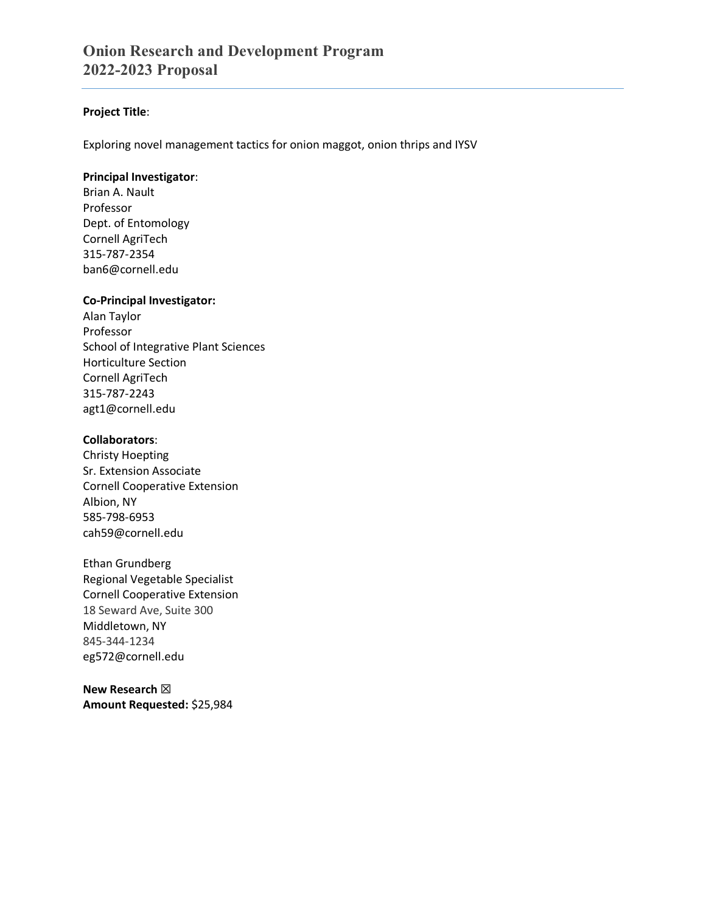# Onion Research and Development Program
# 2022-2023 Proposal

**Project Title**:

Exploring novel management tactics for onion maggot, onion thrips and IYSV

**Principal Investigator**:
Brian A. Nault
Professor
Dept. of Entomology
Cornell AgriTech
315-787-2354
ban6@cornell.edu

**Co-Principal Investigator:**
Alan Taylor
Professor
School of Integrative Plant Sciences
Horticulture Section
Cornell AgriTech
315-787-2243
agt1@cornell.edu

**Collaborators**:
Christy Hoepting
Sr. Extension Associate
Cornell Cooperative Extension
Albion, NY
585-798-6953
cah59@cornell.edu

Ethan Grundberg
Regional Vegetable Specialist
Cornell Cooperative Extension
18 Seward Ave, Suite 300
Middletown, NY
845-344-1234
eg572@cornell.edu

**New Research** ☒
**Amount Requested:** $25,984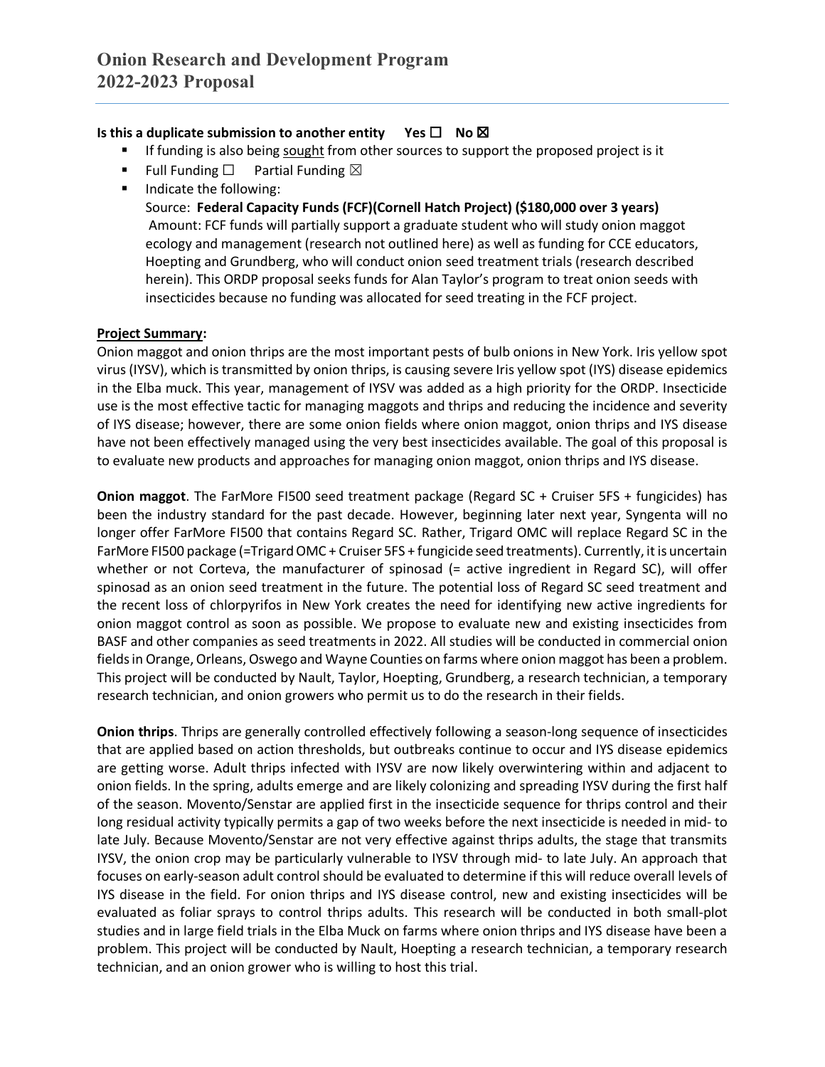# Onion Research and Development Program
## 2022-2023 Proposal

**Is this a duplicate submission to another entity Yes ☐ No ☒**

- If funding is also being <u>sought</u> from other sources to support the proposed project is it
- Full Funding ☐ Partial Funding ☒
- Indicate the following:
  Source: **Federal Capacity Funds (FCF)(Cornell Hatch Project) ($180,000 over 3 years)**
  Amount: FCF funds will partially support a graduate student who will study onion maggot ecology and management (research not outlined here) as well as funding for CCE educators, Hoepting and Grundberg, who will conduct onion seed treatment trials (research described herein). This ORDP proposal seeks funds for Alan Taylor's program to treat onion seeds with insecticides because no funding was allocated for seed treating in the FCF project.

**<u>Project Summary</u>:**

Onion maggot and onion thrips are the most important pests of bulb onions in New York. Iris yellow spot virus (IYSV), which is transmitted by onion thrips, is causing severe Iris yellow spot (IYS) disease epidemics in the Elba muck. This year, management of IYSV was added as a high priority for the ORDP. Insecticide use is the most effective tactic for managing maggots and thrips and reducing the incidence and severity of IYS disease; however, there are some onion fields where onion maggot, onion thrips and IYS disease have not been effectively managed using the very best insecticides available. The goal of this proposal is to evaluate new products and approaches for managing onion maggot, onion thrips and IYS disease.

**Onion maggot**. The FarMore FI500 seed treatment package (Regard SC + Cruiser 5FS + fungicides) has been the industry standard for the past decade. However, beginning later next year, Syngenta will no longer offer FarMore FI500 that contains Regard SC. Rather, Trigard OMC will replace Regard SC in the FarMore FI500 package (=Trigard OMC + Cruiser 5FS + fungicide seed treatments). Currently, it is uncertain whether or not Corteva, the manufacturer of spinosad (= active ingredient in Regard SC), will offer spinosad as an onion seed treatment in the future. The potential loss of Regard SC seed treatment and the recent loss of chlorpyrifos in New York creates the need for identifying new active ingredients for onion maggot control as soon as possible. We propose to evaluate new and existing insecticides from BASF and other companies as seed treatments in 2022. All studies will be conducted in commercial onion fields in Orange, Orleans, Oswego and Wayne Counties on farms where onion maggot has been a problem. This project will be conducted by Nault, Taylor, Hoepting, Grundberg, a research technician, a temporary research technician, and onion growers who permit us to do the research in their fields.

**Onion thrips**. Thrips are generally controlled effectively following a season-long sequence of insecticides that are applied based on action thresholds, but outbreaks continue to occur and IYS disease epidemics are getting worse. Adult thrips infected with IYSV are now likely overwintering within and adjacent to onion fields. In the spring, adults emerge and are likely colonizing and spreading IYSV during the first half of the season. Movento/Senstar are applied first in the insecticide sequence for thrips control and their long residual activity typically permits a gap of two weeks before the next insecticide is needed in mid- to late July. Because Movento/Senstar are not very effective against thrips adults, the stage that transmits IYSV, the onion crop may be particularly vulnerable to IYSV through mid- to late July. An approach that focuses on early-season adult control should be evaluated to determine if this will reduce overall levels of IYS disease in the field. For onion thrips and IYS disease control, new and existing insecticides will be evaluated as foliar sprays to control thrips adults. This research will be conducted in both small-plot studies and in large field trials in the Elba Muck on farms where onion thrips and IYS disease have been a problem. This project will be conducted by Nault, Hoepting a research technician, a temporary research technician, and an onion grower who is willing to host this trial.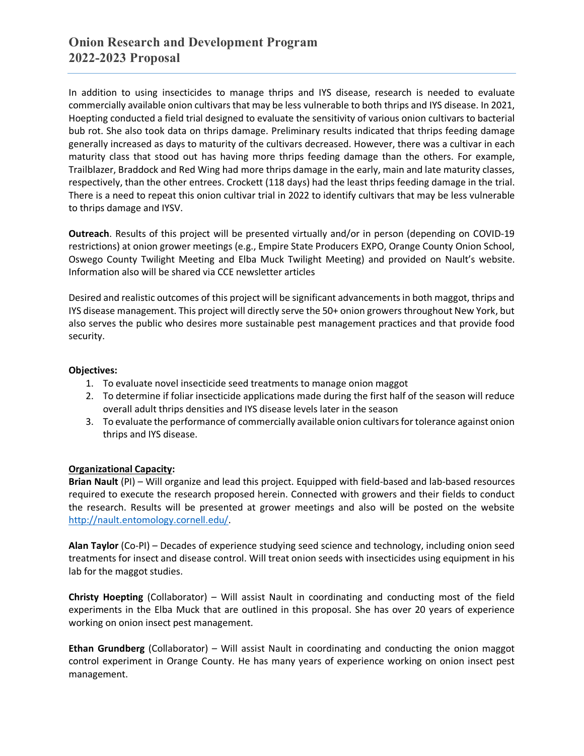In addition to using insecticides to manage thrips and IYS disease, research is needed to evaluate commercially available onion cultivars that may be less vulnerable to both thrips and IYS disease. In 2021, Hoepting conducted a field trial designed to evaluate the sensitivity of various onion cultivars to bacterial bub rot. She also took data on thrips damage. Preliminary results indicated that thrips feeding damage generally increased as days to maturity of the cultivars decreased. However, there was a cultivar in each maturity class that stood out has having more thrips feeding damage than the others. For example, Trailblazer, Braddock and Red Wing had more thrips damage in the early, main and late maturity classes, respectively, than the other entrees. Crockett (118 days) had the least thrips feeding damage in the trial. There is a need to repeat this onion cultivar trial in 2022 to identify cultivars that may be less vulnerable to thrips damage and IYSV.

**Outreach**. Results of this project will be presented virtually and/or in person (depending on COVID-19 restrictions) at onion grower meetings (e.g., Empire State Producers EXPO, Orange County Onion School, Oswego County Twilight Meeting and Elba Muck Twilight Meeting) and provided on Nault's website. Information also will be shared via CCE newsletter articles

Desired and realistic outcomes of this project will be significant advancements in both maggot, thrips and IYS disease management. This project will directly serve the 50+ onion growers throughout New York, but also serves the public who desires more sustainable pest management practices and that provide food security.

**Objectives:**

1. To evaluate novel insecticide seed treatments to manage onion maggot
2. To determine if foliar insecticide applications made during the first half of the season will reduce overall adult thrips densities and IYS disease levels later in the season
3. To evaluate the performance of commercially available onion cultivars for tolerance against onion thrips and IYS disease.

**Organizational Capacity:**

**Brian Nault** (PI) – Will organize and lead this project. Equipped with field-based and lab-based resources required to execute the research proposed herein. Connected with growers and their fields to conduct the research. Results will be presented at grower meetings and also will be posted on the website [http://nault.entomology.cornell.edu/](http://nault.entomology.cornell.edu/).

**Alan Taylor** (Co-PI) – Decades of experience studying seed science and technology, including onion seed treatments for insect and disease control. Will treat onion seeds with insecticides using equipment in his lab for the maggot studies.

**Christy Hoepting** (Collaborator) – Will assist Nault in coordinating and conducting most of the field experiments in the Elba Muck that are outlined in this proposal. She has over 20 years of experience working on onion insect pest management.

**Ethan Grundberg** (Collaborator) – Will assist Nault in coordinating and conducting the onion maggot control experiment in Orange County. He has many years of experience working on onion insect pest management.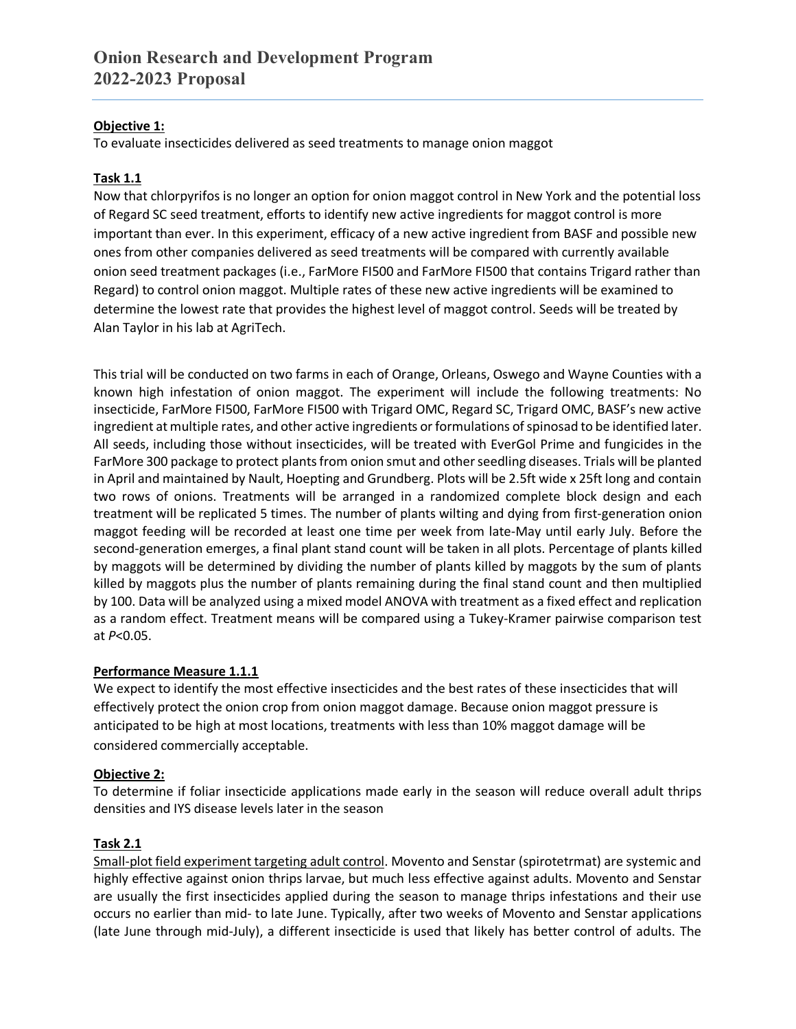**Objective 1:**
To evaluate insecticides delivered as seed treatments to manage onion maggot

**Task 1.1**
Now that chlorpyrifos is no longer an option for onion maggot control in New York and the potential loss of Regard SC seed treatment, efforts to identify new active ingredients for maggot control is more important than ever. In this experiment, efficacy of a new active ingredient from BASF and possible new ones from other companies delivered as seed treatments will be compared with currently available onion seed treatment packages (i.e., FarMore FI500 and FarMore FI500 that contains Trigard rather than Regard) to control onion maggot. Multiple rates of these new active ingredients will be examined to determine the lowest rate that provides the highest level of maggot control. Seeds will be treated by Alan Taylor in his lab at AgriTech.

This trial will be conducted on two farms in each of Orange, Orleans, Oswego and Wayne Counties with a known high infestation of onion maggot. The experiment will include the following treatments: No insecticide, FarMore FI500, FarMore FI500 with Trigard OMC, Regard SC, Trigard OMC, BASF's new active ingredient at multiple rates, and other active ingredients or formulations of spinosad to be identified later. All seeds, including those without insecticides, will be treated with EverGol Prime and fungicides in the FarMore 300 package to protect plants from onion smut and other seedling diseases. Trials will be planted in April and maintained by Nault, Hoepting and Grundberg. Plots will be 2.5ft wide x 25ft long and contain two rows of onions. Treatments will be arranged in a randomized complete block design and each treatment will be replicated 5 times. The number of plants wilting and dying from first-generation onion maggot feeding will be recorded at least one time per week from late-May until early July. Before the second-generation emerges, a final plant stand count will be taken in all plots. Percentage of plants killed by maggots will be determined by dividing the number of plants killed by maggots by the sum of plants killed by maggots plus the number of plants remaining during the final stand count and then multiplied by 100. Data will be analyzed using a mixed model ANOVA with treatment as a fixed effect and replication as a random effect. Treatment means will be compared using a Tukey-Kramer pairwise comparison test at $P<0.05$.

**Performance Measure 1.1.1**
We expect to identify the most effective insecticides and the best rates of these insecticides that will effectively protect the onion crop from onion maggot damage. Because onion maggot pressure is anticipated to be high at most locations, treatments with less than 10% maggot damage will be considered commercially acceptable.

**Objective 2:**
To determine if foliar insecticide applications made early in the season will reduce overall adult thrips densities and IYS disease levels later in the season

**Task 2.1**
Small-plot field experiment targeting adult control. Movento and Senstar (spirotetrmat) are systemic and highly effective against onion thrips larvae, but much less effective against adults. Movento and Senstar are usually the first insecticides applied during the season to manage thrips infestations and their use occurs no earlier than mid- to late June. Typically, after two weeks of Movento and Senstar applications (late June through mid-July), a different insecticide is used that likely has better control of adults. The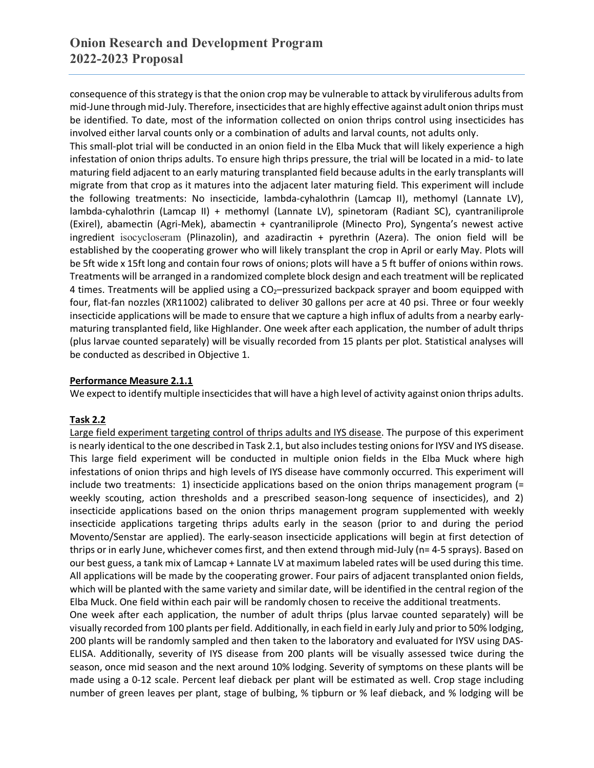consequence of this strategy is that the onion crop may be vulnerable to attack by viruliferous adults from mid-June through mid-July. Therefore, insecticides that are highly effective against adult onion thrips must be identified. To date, most of the information collected on onion thrips control using insecticides has involved either larval counts only or a combination of adults and larval counts, not adults only.

This small-plot trial will be conducted in an onion field in the Elba Muck that will likely experience a high infestation of onion thrips adults. To ensure high thrips pressure, the trial will be located in a mid- to late maturing field adjacent to an early maturing transplanted field because adults in the early transplants will migrate from that crop as it matures into the adjacent later maturing field. This experiment will include the following treatments: No insecticide, lambda-cyhalothrin (Lamcap II), methomyl (Lannate LV), lambda-cyhalothrin (Lamcap II) + methomyl (Lannate LV), spinetoram (Radiant SC), cyantraniliprole (Exirel), abamectin (Agri-Mek), abamectin + cyantraniliprole (Minecto Pro), Syngenta's newest active ingredient isocycloseram (Plinazolin), and azadiractin + pyrethrin (Azera). The onion field will be established by the cooperating grower who will likely transplant the crop in April or early May. Plots will be 5ft wide x 15ft long and contain four rows of onions; plots will have a 5 ft buffer of onions within rows. Treatments will be arranged in a randomized complete block design and each treatment will be replicated 4 times. Treatments will be applied using a $CO_2$–pressurized backpack sprayer and boom equipped with four, flat-fan nozzles (XR11002) calibrated to deliver 30 gallons per acre at 40 psi. Three or four weekly insecticide applications will be made to ensure that we capture a high influx of adults from a nearby early-maturing transplanted field, like Highlander. One week after each application, the number of adult thrips (plus larvae counted separately) will be visually recorded from 15 plants per plot. Statistical analyses will be conducted as described in Objective 1.

**Performance Measure 2.1.1**

We expect to identify multiple insecticides that will have a high level of activity against onion thrips adults.

**Task 2.2**

Large field experiment targeting control of thrips adults and IYS disease. The purpose of this experiment is nearly identical to the one described in Task 2.1, but also includes testing onions for IYSV and IYS disease. This large field experiment will be conducted in multiple onion fields in the Elba Muck where high infestations of onion thrips and high levels of IYS disease have commonly occurred. This experiment will include two treatments: 1) insecticide applications based on the onion thrips management program (= weekly scouting, action thresholds and a prescribed season-long sequence of insecticides), and 2) insecticide applications based on the onion thrips management program supplemented with weekly insecticide applications targeting thrips adults early in the season (prior to and during the period Movento/Senstar are applied). The early-season insecticide applications will begin at first detection of thrips or in early June, whichever comes first, and then extend through mid-July (n= 4-5 sprays). Based on our best guess, a tank mix of Lamcap + Lannate LV at maximum labeled rates will be used during this time. All applications will be made by the cooperating grower. Four pairs of adjacent transplanted onion fields, which will be planted with the same variety and similar date, will be identified in the central region of the Elba Muck. One field within each pair will be randomly chosen to receive the additional treatments.

One week after each application, the number of adult thrips (plus larvae counted separately) will be visually recorded from 100 plants per field. Additionally, in each field in early July and prior to 50% lodging, 200 plants will be randomly sampled and then taken to the laboratory and evaluated for IYSV using DAS-ELISA. Additionally, severity of IYS disease from 200 plants will be visually assessed twice during the season, once mid season and the next around 10% lodging. Severity of symptoms on these plants will be made using a 0-12 scale. Percent leaf dieback per plant will be estimated as well. Crop stage including number of green leaves per plant, stage of bulbing, % tipburn or % leaf dieback, and % lodging will be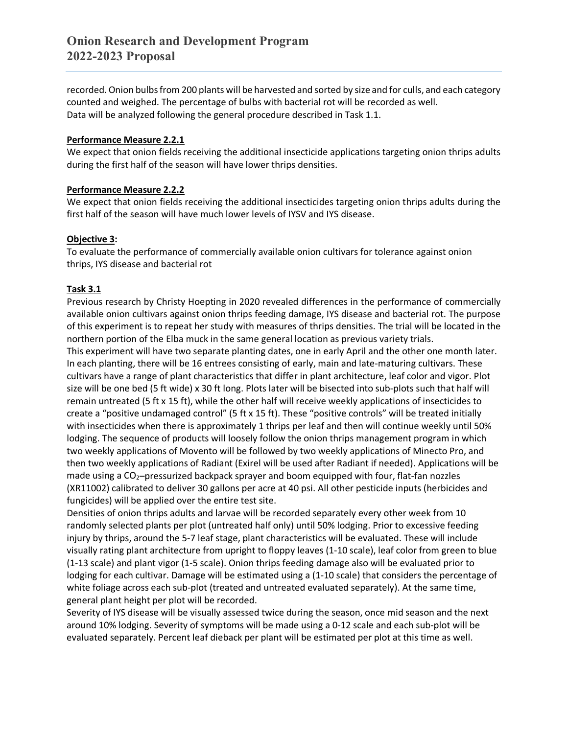recorded. Onion bulbs from 200 plants will be harvested and sorted by size and for culls, and each category counted and weighed. The percentage of bulbs with bacterial rot will be recorded as well. Data will be analyzed following the general procedure described in Task 1.1.

**Performance Measure 2.2.1**

We expect that onion fields receiving the additional insecticide applications targeting onion thrips adults during the first half of the season will have lower thrips densities.

**Performance Measure 2.2.2**

We expect that onion fields receiving the additional insecticides targeting onion thrips adults during the first half of the season will have much lower levels of IYSV and IYS disease.

**Objective 3:**

To evaluate the performance of commercially available onion cultivars for tolerance against onion thrips, IYS disease and bacterial rot

**Task 3.1**

Previous research by Christy Hoepting in 2020 revealed differences in the performance of commercially available onion cultivars against onion thrips feeding damage, IYS disease and bacterial rot. The purpose of this experiment is to repeat her study with measures of thrips densities. The trial will be located in the northern portion of the Elba muck in the same general location as previous variety trials.

This experiment will have two separate planting dates, one in early April and the other one month later. In each planting, there will be 16 entrees consisting of early, main and late-maturing cultivars. These cultivars have a range of plant characteristics that differ in plant architecture, leaf color and vigor. Plot size will be one bed (5 ft wide) x 30 ft long. Plots later will be bisected into sub-plots such that half will remain untreated (5 ft x 15 ft), while the other half will receive weekly applications of insecticides to create a "positive undamaged control" (5 ft x 15 ft). These "positive controls" will be treated initially with insecticides when there is approximately 1 thrips per leaf and then will continue weekly until 50% lodging. The sequence of products will loosely follow the onion thrips management program in which two weekly applications of Movento will be followed by two weekly applications of Minecto Pro, and then two weekly applications of Radiant (Exirel will be used after Radiant if needed). Applications will be made using a $CO_2$–pressurized backpack sprayer and boom equipped with four, flat-fan nozzles (XR11002) calibrated to deliver 30 gallons per acre at 40 psi. All other pesticide inputs (herbicides and fungicides) will be applied over the entire test site.

Densities of onion thrips adults and larvae will be recorded separately every other week from 10 randomly selected plants per plot (untreated half only) until 50% lodging. Prior to excessive feeding injury by thrips, around the 5-7 leaf stage, plant characteristics will be evaluated. These will include visually rating plant architecture from upright to floppy leaves (1-10 scale), leaf color from green to blue (1-13 scale) and plant vigor (1-5 scale). Onion thrips feeding damage also will be evaluated prior to lodging for each cultivar. Damage will be estimated using a (1-10 scale) that considers the percentage of white foliage across each sub-plot (treated and untreated evaluated separately). At the same time, general plant height per plot will be recorded.

Severity of IYS disease will be visually assessed twice during the season, once mid season and the next around 10% lodging. Severity of symptoms will be made using a 0-12 scale and each sub-plot will be evaluated separately. Percent leaf dieback per plant will be estimated per plot at this time as well.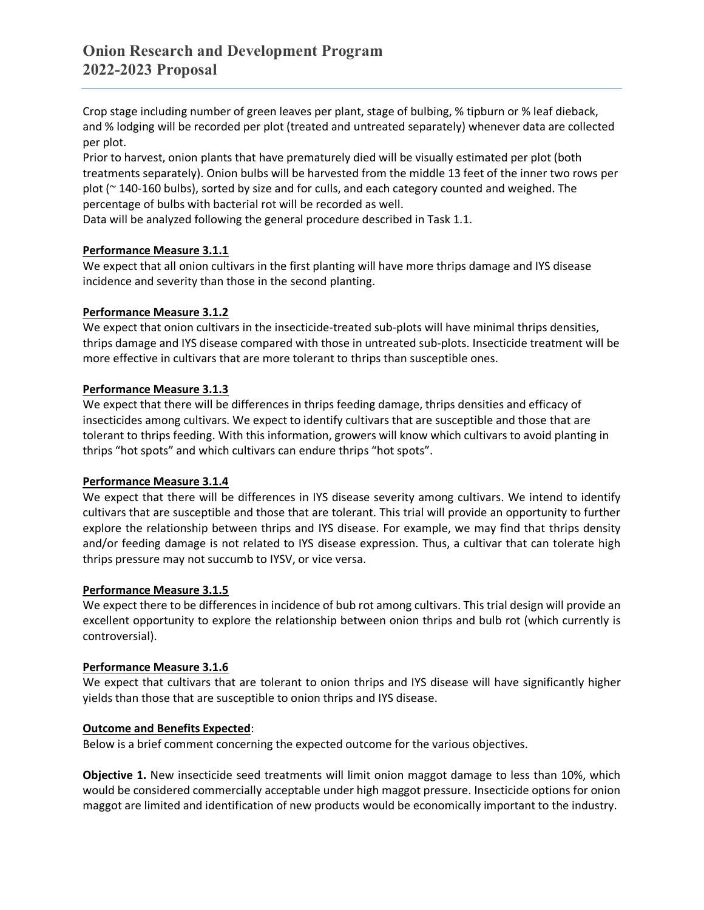Crop stage including number of green leaves per plant, stage of bulbing, % tipburn or % leaf dieback, and % lodging will be recorded per plot (treated and untreated separately) whenever data are collected per plot.

Prior to harvest, onion plants that have prematurely died will be visually estimated per plot (both treatments separately). Onion bulbs will be harvested from the middle 13 feet of the inner two rows per plot (~ 140-160 bulbs), sorted by size and for culls, and each category counted and weighed. The percentage of bulbs with bacterial rot will be recorded as well.

Data will be analyzed following the general procedure described in Task 1.1.

**Performance Measure 3.1.1**

We expect that all onion cultivars in the first planting will have more thrips damage and IYS disease incidence and severity than those in the second planting.

**Performance Measure 3.1.2**

We expect that onion cultivars in the insecticide-treated sub-plots will have minimal thrips densities, thrips damage and IYS disease compared with those in untreated sub-plots. Insecticide treatment will be more effective in cultivars that are more tolerant to thrips than susceptible ones.

**Performance Measure 3.1.3**

We expect that there will be differences in thrips feeding damage, thrips densities and efficacy of insecticides among cultivars. We expect to identify cultivars that are susceptible and those that are tolerant to thrips feeding. With this information, growers will know which cultivars to avoid planting in thrips "hot spots" and which cultivars can endure thrips "hot spots".

**Performance Measure 3.1.4**

We expect that there will be differences in IYS disease severity among cultivars. We intend to identify cultivars that are susceptible and those that are tolerant. This trial will provide an opportunity to further explore the relationship between thrips and IYS disease. For example, we may find that thrips density and/or feeding damage is not related to IYS disease expression. Thus, a cultivar that can tolerate high thrips pressure may not succumb to IYSV, or vice versa.

**Performance Measure 3.1.5**

We expect there to be differences in incidence of bub rot among cultivars. This trial design will provide an excellent opportunity to explore the relationship between onion thrips and bulb rot (which currently is controversial).

**Performance Measure 3.1.6**

We expect that cultivars that are tolerant to onion thrips and IYS disease will have significantly higher yields than those that are susceptible to onion thrips and IYS disease.

**Outcome and Benefits Expected**:

Below is a brief comment concerning the expected outcome for the various objectives.

**Objective 1.** New insecticide seed treatments will limit onion maggot damage to less than 10%, which would be considered commercially acceptable under high maggot pressure. Insecticide options for onion maggot are limited and identification of new products would be economically important to the industry.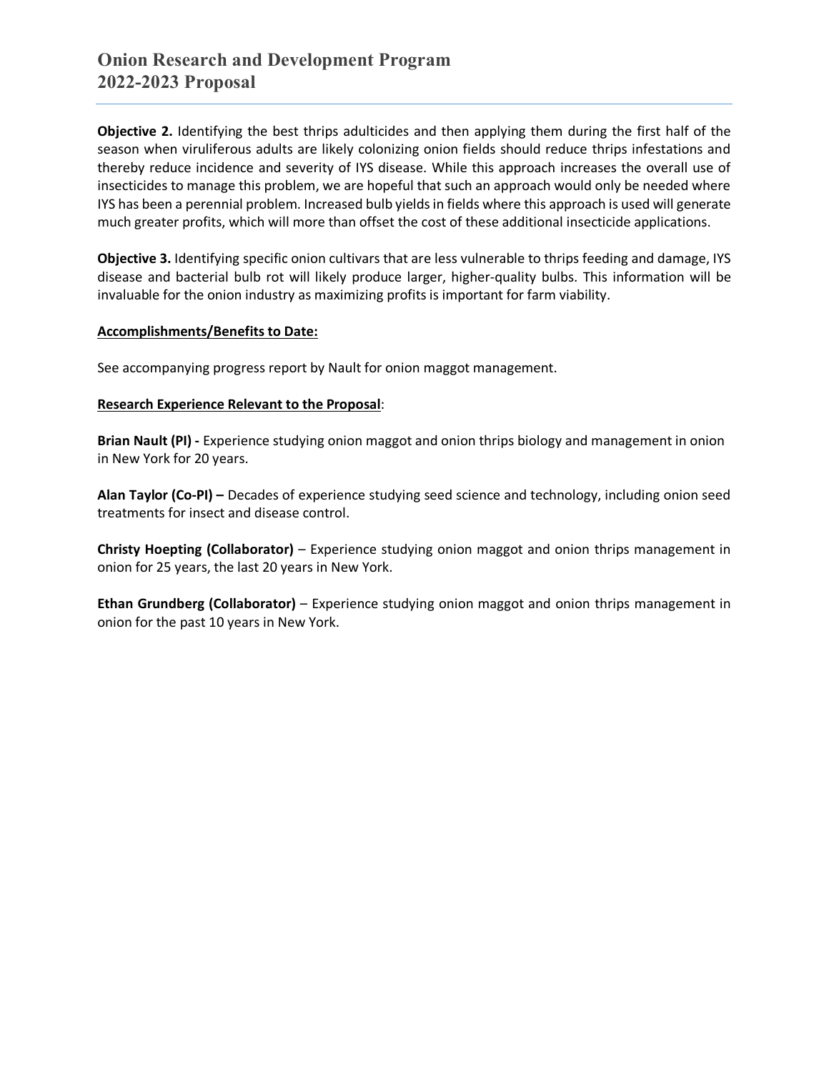**Objective 2.** Identifying the best thrips adulticides and then applying them during the first half of the season when viruliferous adults are likely colonizing onion fields should reduce thrips infestations and thereby reduce incidence and severity of IYS disease. While this approach increases the overall use of insecticides to manage this problem, we are hopeful that such an approach would only be needed where IYS has been a perennial problem. Increased bulb yields in fields where this approach is used will generate much greater profits, which will more than offset the cost of these additional insecticide applications.

**Objective 3.** Identifying specific onion cultivars that are less vulnerable to thrips feeding and damage, IYS disease and bacterial bulb rot will likely produce larger, higher-quality bulbs. This information will be invaluable for the onion industry as maximizing profits is important for farm viability.

**Accomplishments/Benefits to Date:**

See accompanying progress report by Nault for onion maggot management.

**Research Experience Relevant to the Proposal**:

**Brian Nault (PI) -** Experience studying onion maggot and onion thrips biology and management in onion in New York for 20 years.

**Alan Taylor (Co-PI) –** Decades of experience studying seed science and technology, including onion seed treatments for insect and disease control.

**Christy Hoepting (Collaborator)** – Experience studying onion maggot and onion thrips management in onion for 25 years, the last 20 years in New York.

**Ethan Grundberg (Collaborator)** – Experience studying onion maggot and onion thrips management in onion for the past 10 years in New York.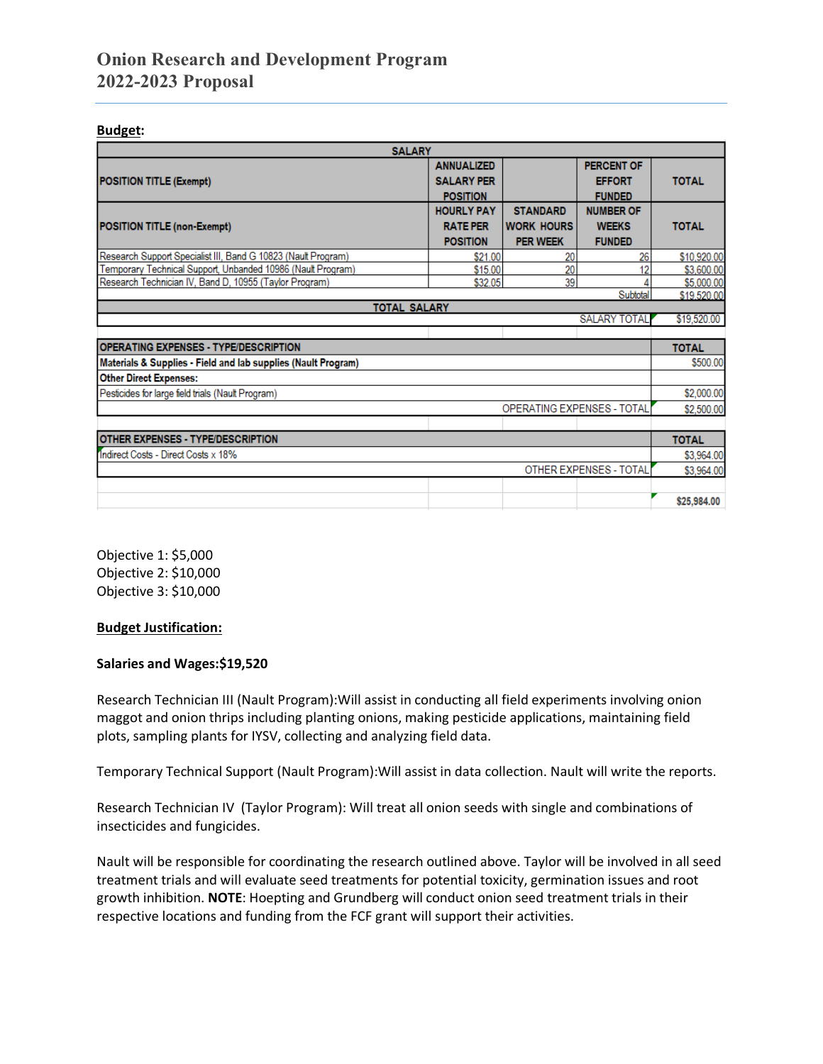# Onion Research and Development Program
# 2022-2023 Proposal

**Budget:**

| SALARY | | | | |
|---|---|---|---|---|
| **POSITION TITLE (Exempt)** | **ANNUALIZED SALARY PER POSITION** | | **PERCENT OF EFFORT FUNDED** | **TOTAL** |
| **POSITION TITLE (non-Exempt)** | **HOURLY PAY RATE PER POSITION** | **STANDARD WORK HOURS PER WEEK** | **NUMBER OF WEEKS FUNDED** | **TOTAL** |
| Research Support Specialist III, Band G 10823 (Nault Program) | $21.00 | 20 | 26 | $10,920.00 |
| Temporary Technical Support, Unbanded 10986 (Nault Program) | $15.00 | 20 | 12 | $3,600.00 |
| Research Technician IV, Band D, 10955 (Taylor Program) | $32.05 | 39 | 4 | $5,000.00 |
| | | | Subtotal | $19,520.00 |
| **TOTAL SALARY** | | | | |
| | | | SALARY TOTAL | $19,520.00 |

| OPERATING EXPENSES - TYPE/DESCRIPTION | TOTAL |
|---|---|
| **Materials & Supplies - Field and lab supplies (Nault Program)** | $500.00 |
| **Other Direct Expenses:** | |
| Pesticides for large field trials (Nault Program) | $2,000.00 |
| OPERATING EXPENSES - TOTAL | $2,500.00 |

| OTHER EXPENSES - TYPE/DESCRIPTION | TOTAL |
|---|---|
| Indirect Costs - Direct Costs x 18% | $3,964.00 |
| OTHER EXPENSES - TOTAL | $3,964.00 |
| | **$25,984.00** |

Objective 1: $5,000
Objective 2: $10,000
Objective 3: $10,000

**Budget Justification:**

**Salaries and Wages:$19,520**

Research Technician III (Nault Program):Will assist in conducting all field experiments involving onion maggot and onion thrips including planting onions, making pesticide applications, maintaining field plots, sampling plants for IYSV, collecting and analyzing field data.

Temporary Technical Support (Nault Program):Will assist in data collection. Nault will write the reports.

Research Technician IV (Taylor Program): Will treat all onion seeds with single and combinations of insecticides and fungicides.

Nault will be responsible for coordinating the research outlined above. Taylor will be involved in all seed treatment trials and will evaluate seed treatments for potential toxicity, germination issues and root growth inhibition. **NOTE**: Hoepting and Grundberg will conduct onion seed treatment trials in their respective locations and funding from the FCF grant will support their activities.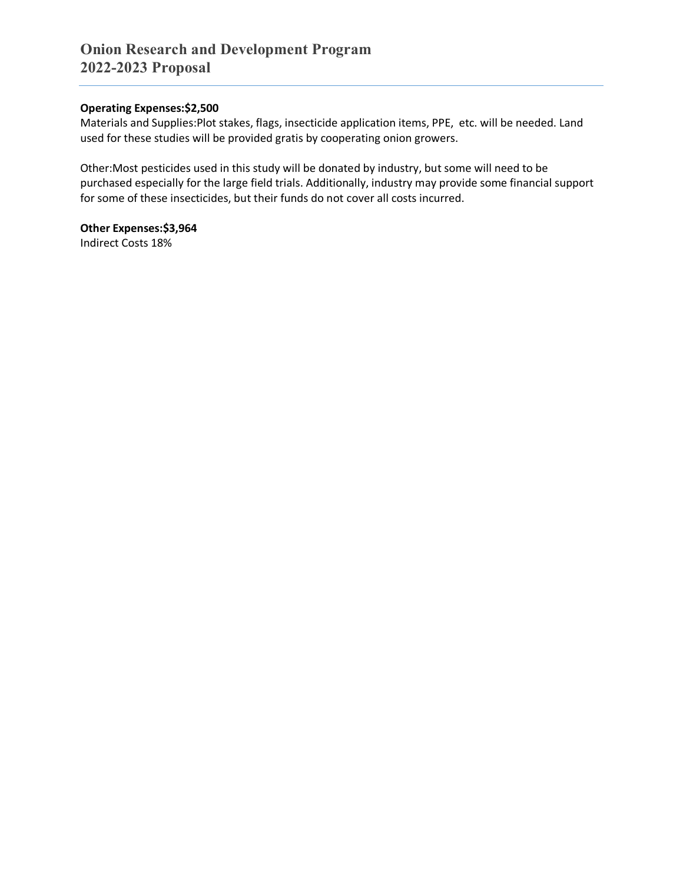**Operating Expenses:$2,500**
Materials and Supplies:Plot stakes, flags, insecticide application items, PPE, etc. will be needed. Land used for these studies will be provided gratis by cooperating onion growers.

Other:Most pesticides used in this study will be donated by industry, but some will need to be purchased especially for the large field trials. Additionally, industry may provide some financial support for some of these insecticides, but their funds do not cover all costs incurred.

**Other Expenses:$3,964**
Indirect Costs 18%